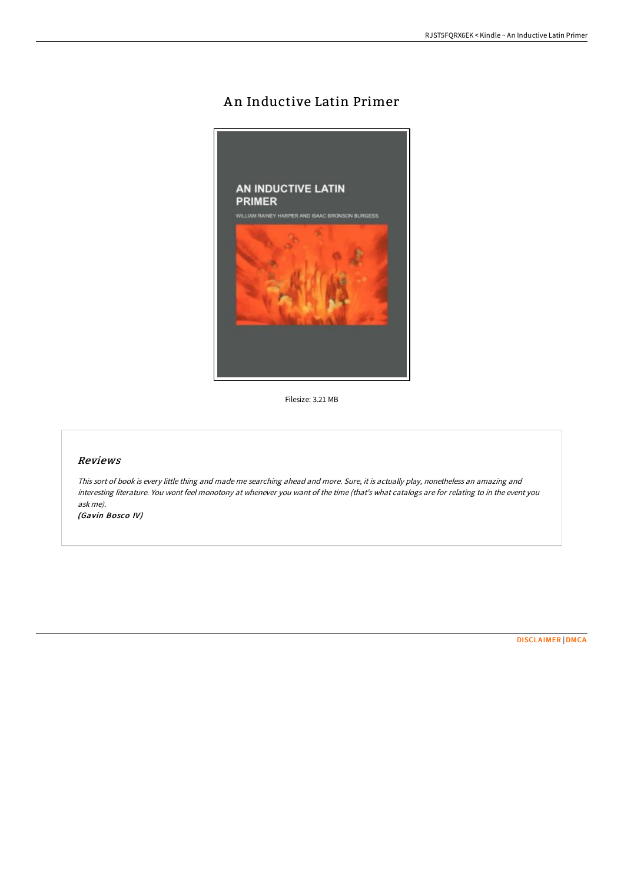# An Inductive Latin Primer

Filesize: 3.21 MB

## *Reviews*

*This sort of book is every little thing and made me searching ahead and more. Sure, it is actually play, nonetheless an amazing and interesting literature. You wont feel monotony at whenever you want of the time (that's what catalogs are for relating to in the event you ask me).*

***(Gavin Bosco IV)***

DISCLAIMER | DMCA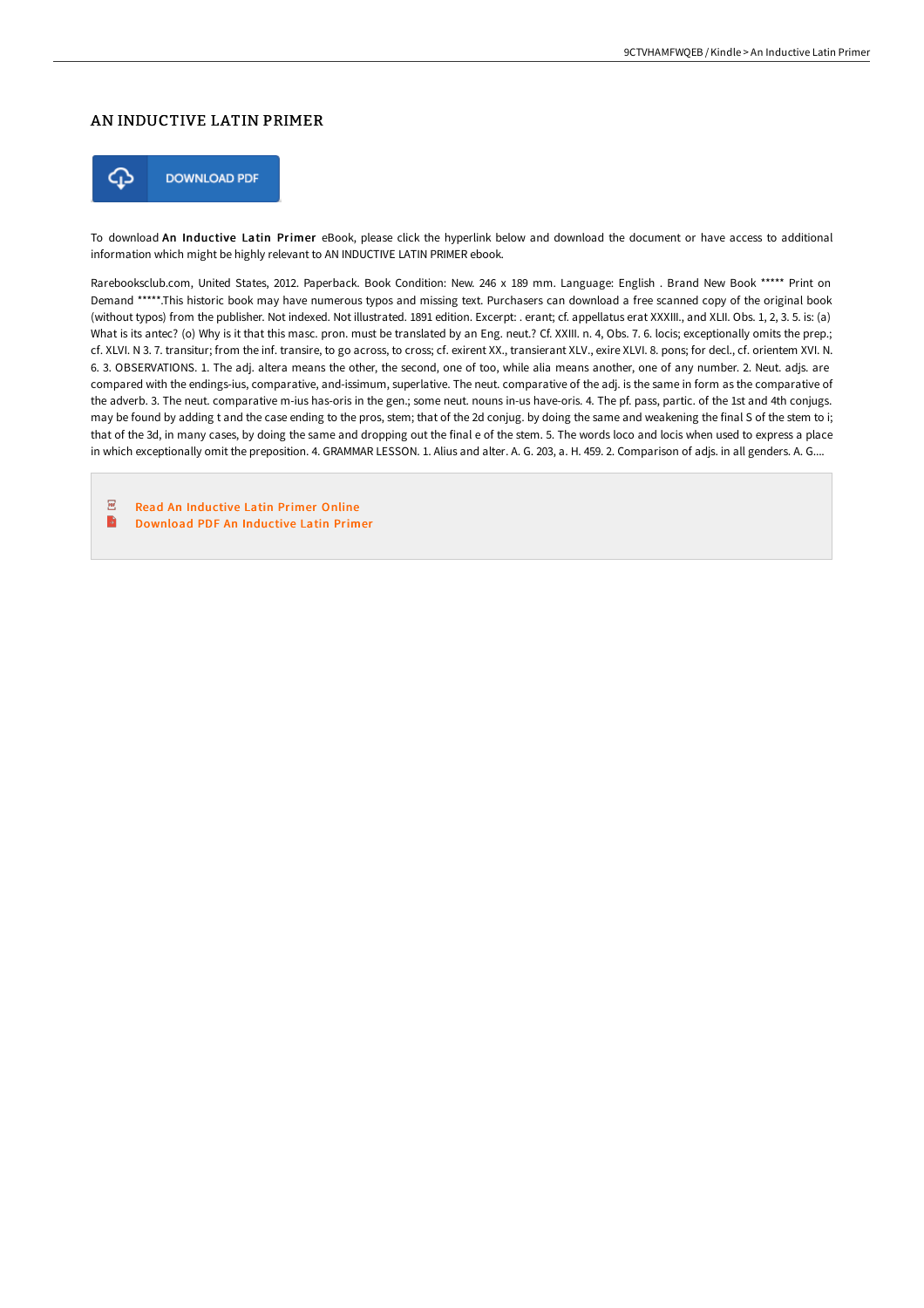# AN INDUCTIVE LATIN PRIMER

DOWNLOAD PDF

To download **An Inductive Latin Primer** eBook, please click the hyperlink below and download the document or have access to additional information which might be highly relevant to AN INDUCTIVE LATIN PRIMER ebook.

Rarebooksclub.com, United States, 2012. Paperback. Book Condition: New. 246 x 189 mm. Language: English . Brand New Book ***** Print on Demand *****.This historic book may have numerous typos and missing text. Purchasers can download a free scanned copy of the original book (without typos) from the publisher. Not indexed. Not illustrated. 1891 edition. Excerpt: . erant; cf. appellatus erat XXXIII., and XLII. Obs. 1, 2, 3. 5. is: (a) What is its antec? (o) Why is it that this masc. pron. must be translated by an Eng. neut.? Cf. XXIII. n. 4, Obs. 7. 6. locis; exceptionally omits the prep.; cf. XLVI. N 3. 7. transitur; from the inf. transire, to go across, to cross; cf. exirent XX., transierant XLV., exire XLVI. 8. pons; for decl., cf. orientem XVI. N. 6. 3. OBSERVATIONS. 1. The adj. altera means the other, the second, one of too, while alia means another, one of any number. 2. Neut. adjs. are compared with the endings-ius, comparative, and-issimum, superlative. The neut. comparative of the adj. is the same in form as the comparative of the adverb. 3. The neut. comparative m-ius has-oris in the gen.; some neut. nouns in-us have-oris. 4. The pf. pass, partic. of the 1st and 4th conjugs. may be found by adding t and the case ending to the pros, stem; that of the 2d conjug. by doing the same and weakening the final S of the stem to i; that of the 3d, in many cases, by doing the same and dropping out the final e of the stem. 5. The words loco and locis when used to express a place in which exceptionally omit the preposition. 4. GRAMMAR LESSON. 1. Alius and alter. A. G. 203, a. H. 459. 2. Comparison of adjs. in all genders. A. G....

- Read An Inductive Latin Primer Online
- Download PDF An Inductive Latin Primer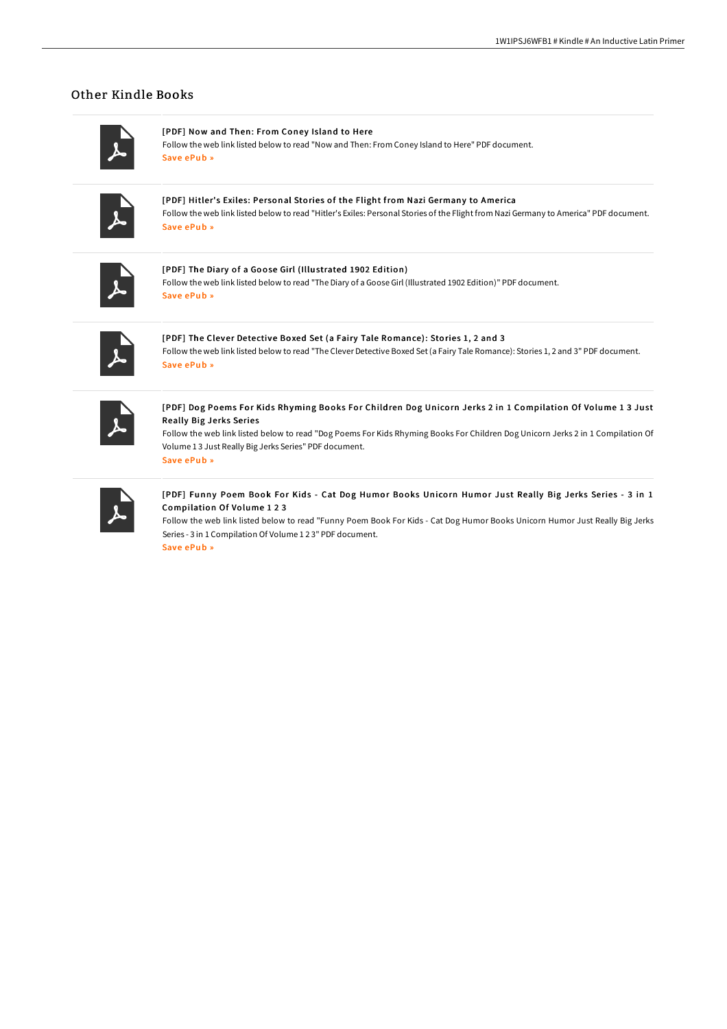## Other Kindle Books

**[PDF] Now and Then: From Coney Island to Here**

Follow the web link listed below to read "Now and Then: From Coney Island to Here" PDF document.

Save ePub »

**[PDF] Hitler's Exiles: Personal Stories of the Flight from Nazi Germany to America**

Follow the web link listed below to read "Hitler's Exiles: Personal Stories of the Flight from Nazi Germany to America" PDF document.

Save ePub »

**[PDF] The Diary of a Goose Girl (Illustrated 1902 Edition)**

Follow the web link listed below to read "The Diary of a Goose Girl (Illustrated 1902 Edition)" PDF document.

Save ePub »

**[PDF] The Clever Detective Boxed Set (a Fairy Tale Romance): Stories 1, 2 and 3**

Follow the web link listed below to read "The Clever Detective Boxed Set (a Fairy Tale Romance): Stories 1, 2 and 3" PDF document.

Save ePub »

**[PDF] Dog Poems For Kids Rhyming Books For Children Dog Unicorn Jerks 2 in 1 Compilation Of Volume 1 3 Just Really Big Jerks Series**

Follow the web link listed below to read "Dog Poems For Kids Rhyming Books For Children Dog Unicorn Jerks 2 in 1 Compilation Of Volume 1 3 Just Really Big Jerks Series" PDF document.

Save ePub »

**[PDF] Funny Poem Book For Kids - Cat Dog Humor Books Unicorn Humor Just Really Big Jerks Series - 3 in 1 Compilation Of Volume 1 2 3**

Follow the web link listed below to read "Funny Poem Book For Kids - Cat Dog Humor Books Unicorn Humor Just Really Big Jerks Series - 3 in 1 Compilation Of Volume 1 2 3" PDF document.

Save ePub »